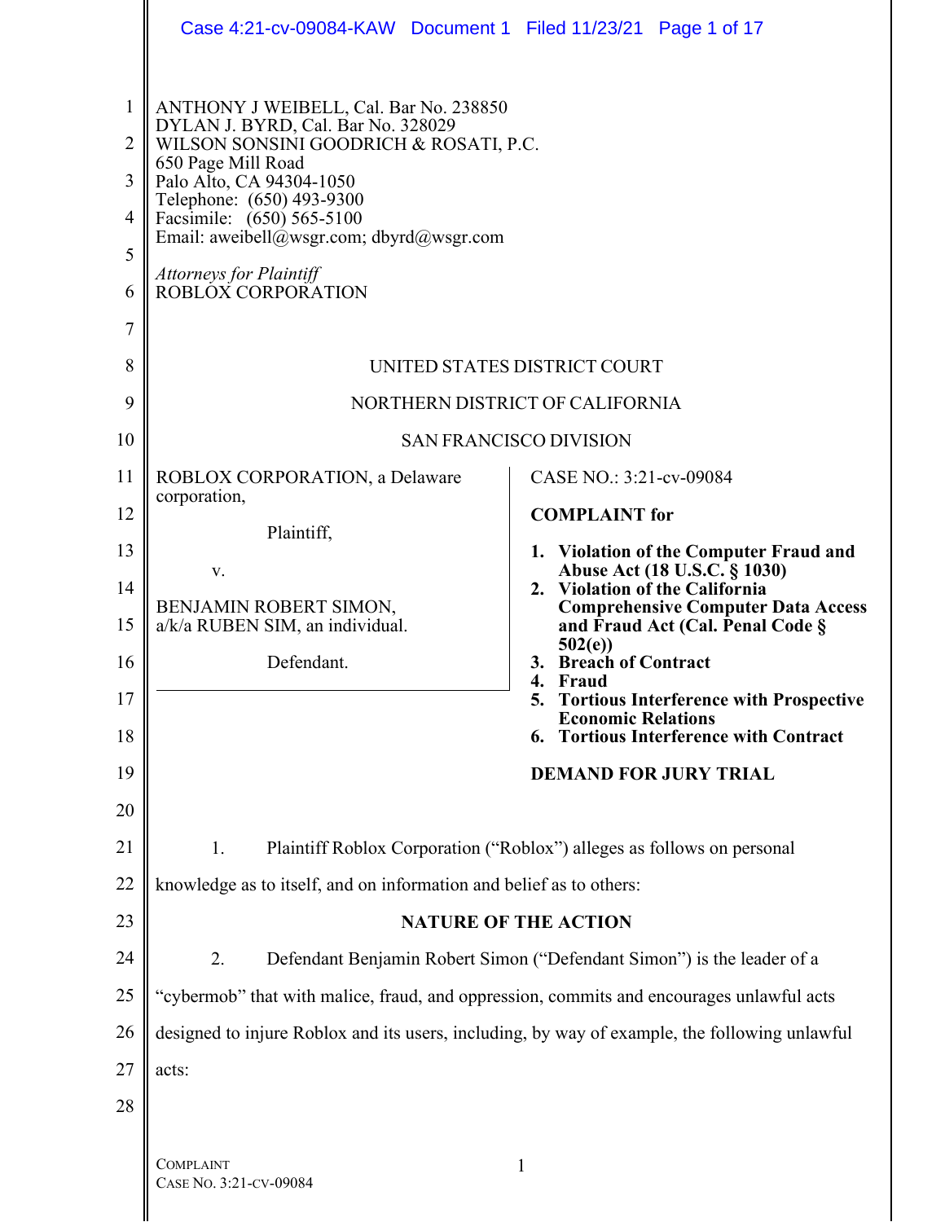ANTHONY J WEIBELL, Cal. Bar No. 238850
DYLAN J. BYRD, Cal. Bar No. 328029
WILSON SONSINI GOODRICH & ROSATI, P.C.
650 Page Mill Road
Palo Alto, CA 94304-1050
Telephone: (650) 493-9300
Facsimile: (650) 565-5100
Email: aweibell@wsgr.com; dbyrd@wsgr.com

*Attorneys for Plaintiff*
ROBLOX CORPORATION

UNITED STATES DISTRICT COURT

NORTHERN DISTRICT OF CALIFORNIA

SAN FRANCISCO DIVISION

ROBLOX CORPORATION, a Delaware corporation,

Plaintiff,

v.

BENJAMIN ROBERT SIMON, a/k/a RUBEN SIM, an individual.

Defendant.

CASE NO.: 3:21-cv-09084

**COMPLAINT for**

1. **Violation of the Computer Fraud and Abuse Act (18 U.S.C. § 1030)**
2. **Violation of the California Comprehensive Computer Data Access and Fraud Act (Cal. Penal Code § 502(e))**
3. **Breach of Contract**
4. **Fraud**
5. **Tortious Interference with Prospective Economic Relations**
6. **Tortious Interference with Contract**

**DEMAND FOR JURY TRIAL**

1. Plaintiff Roblox Corporation ("Roblox") alleges as follows on personal knowledge as to itself, and on information and belief as to others:

## NATURE OF THE ACTION

2. Defendant Benjamin Robert Simon ("Defendant Simon") is the leader of a "cybermob" that with malice, fraud, and oppression, commits and encourages unlawful acts designed to injure Roblox and its users, including, by way of example, the following unlawful acts: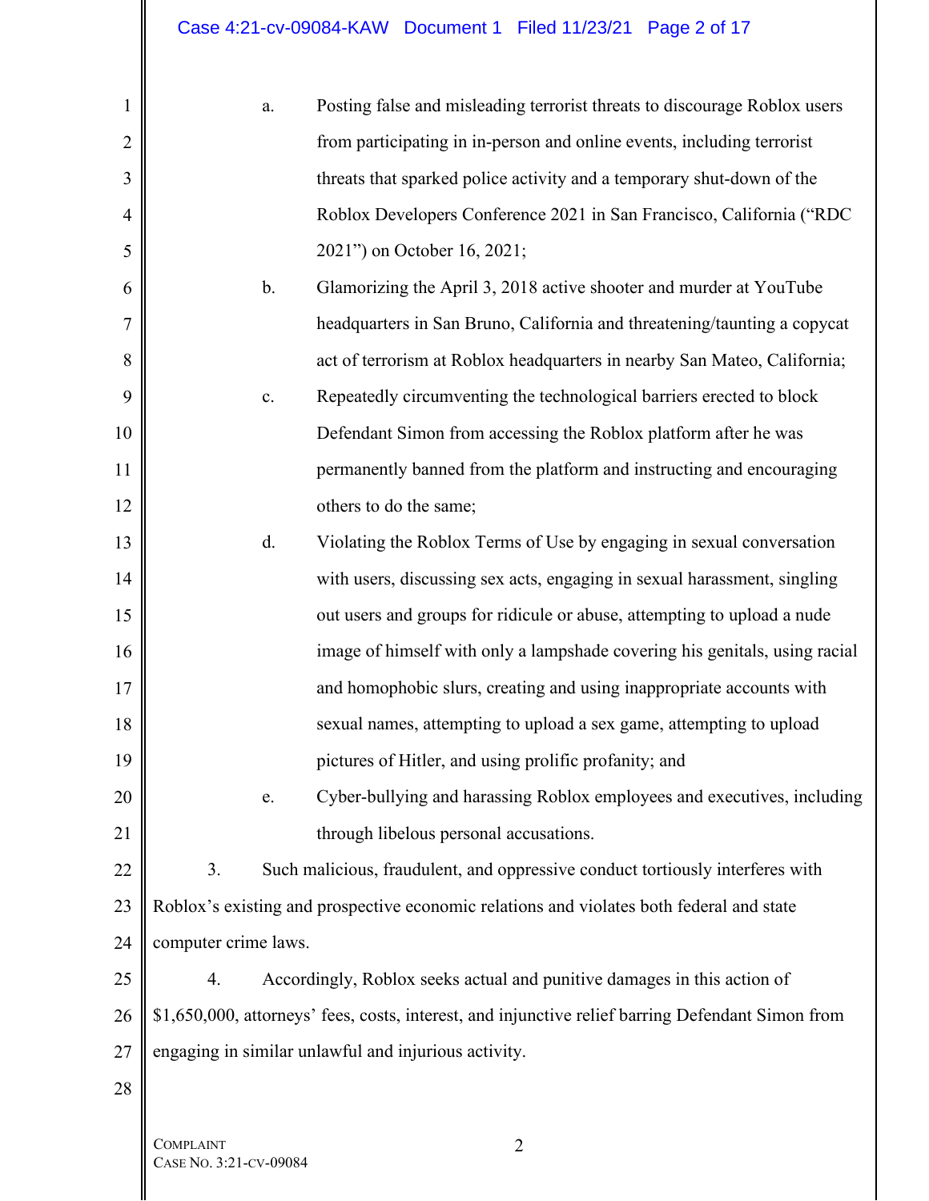a. Posting false and misleading terrorist threats to discourage Roblox users from participating in in-person and online events, including terrorist threats that sparked police activity and a temporary shut-down of the Roblox Developers Conference 2021 in San Francisco, California ("RDC 2021") on October 16, 2021;

b. Glamorizing the April 3, 2018 active shooter and murder at YouTube headquarters in San Bruno, California and threatening/taunting a copycat act of terrorism at Roblox headquarters in nearby San Mateo, California;

c. Repeatedly circumventing the technological barriers erected to block Defendant Simon from accessing the Roblox platform after he was permanently banned from the platform and instructing and encouraging others to do the same;

d. Violating the Roblox Terms of Use by engaging in sexual conversation with users, discussing sex acts, engaging in sexual harassment, singling out users and groups for ridicule or abuse, attempting to upload a nude image of himself with only a lampshade covering his genitals, using racial and homophobic slurs, creating and using inappropriate accounts with sexual names, attempting to upload a sex game, attempting to upload pictures of Hitler, and using prolific profanity; and

e. Cyber-bullying and harassing Roblox employees and executives, including through libelous personal accusations.

3. Such malicious, fraudulent, and oppressive conduct tortiously interferes with Roblox's existing and prospective economic relations and violates both federal and state computer crime laws.

4. Accordingly, Roblox seeks actual and punitive damages in this action of $1,650,000, attorneys' fees, costs, interest, and injunctive relief barring Defendant Simon from engaging in similar unlawful and injurious activity.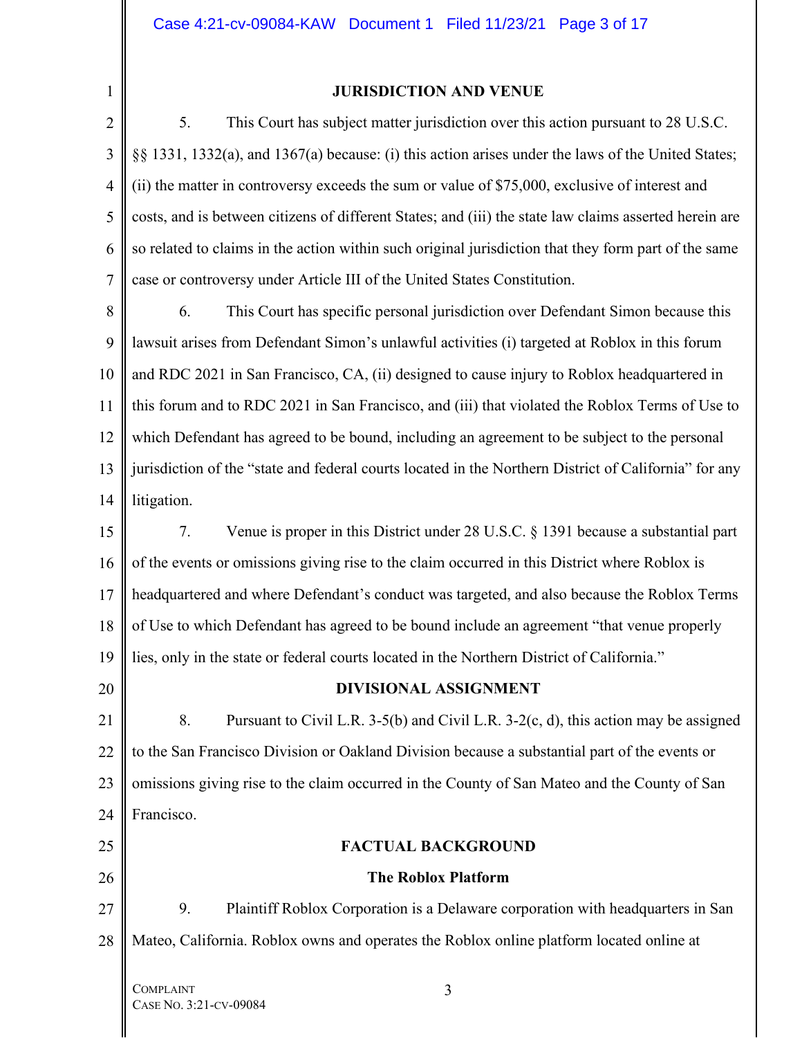## JURISDICTION AND VENUE

5. This Court has subject matter jurisdiction over this action pursuant to 28 U.S.C. §§ 1331, 1332(a), and 1367(a) because: (i) this action arises under the laws of the United States; (ii) the matter in controversy exceeds the sum or value of $75,000, exclusive of interest and costs, and is between citizens of different States; and (iii) the state law claims asserted herein are so related to claims in the action within such original jurisdiction that they form part of the same case or controversy under Article III of the United States Constitution.

6. This Court has specific personal jurisdiction over Defendant Simon because this lawsuit arises from Defendant Simon's unlawful activities (i) targeted at Roblox in this forum and RDC 2021 in San Francisco, CA, (ii) designed to cause injury to Roblox headquartered in this forum and to RDC 2021 in San Francisco, and (iii) that violated the Roblox Terms of Use to which Defendant has agreed to be bound, including an agreement to be subject to the personal jurisdiction of the "state and federal courts located in the Northern District of California" for any litigation.

7. Venue is proper in this District under 28 U.S.C. § 1391 because a substantial part of the events or omissions giving rise to the claim occurred in this District where Roblox is headquartered and where Defendant's conduct was targeted, and also because the Roblox Terms of Use to which Defendant has agreed to be bound include an agreement "that venue properly lies, only in the state or federal courts located in the Northern District of California."

## DIVISIONAL ASSIGNMENT

8. Pursuant to Civil L.R. 3-5(b) and Civil L.R. 3-2(c, d), this action may be assigned to the San Francisco Division or Oakland Division because a substantial part of the events or omissions giving rise to the claim occurred in the County of San Mateo and the County of San Francisco.

## FACTUAL BACKGROUND

### The Roblox Platform

9. Plaintiff Roblox Corporation is a Delaware corporation with headquarters in San Mateo, California. Roblox owns and operates the Roblox online platform located online at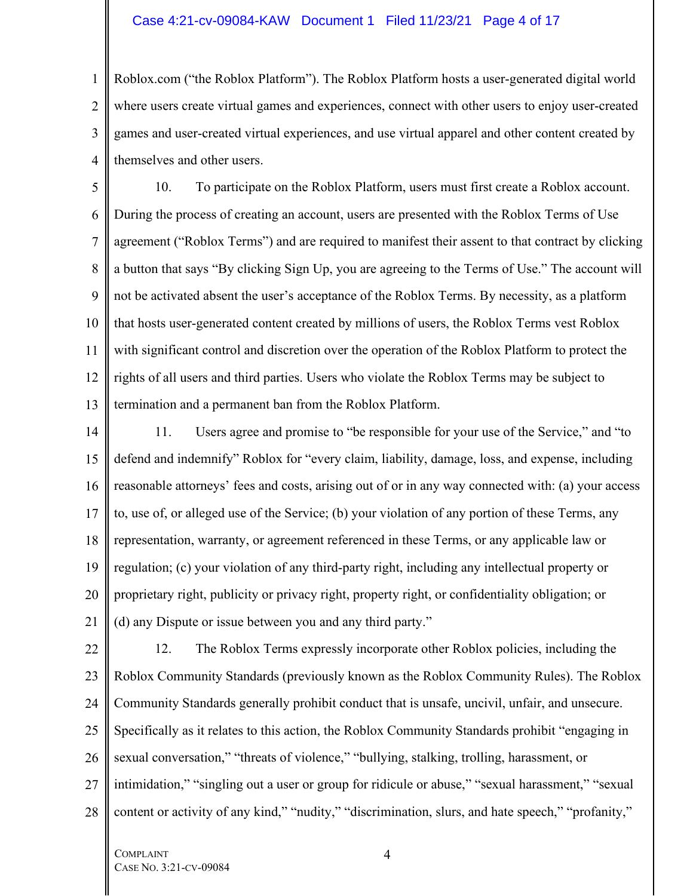Roblox.com ("the Roblox Platform"). The Roblox Platform hosts a user-generated digital world where users create virtual games and experiences, connect with other users to enjoy user-created games and user-created virtual experiences, and use virtual apparel and other content created by themselves and other users.

10. To participate on the Roblox Platform, users must first create a Roblox account. During the process of creating an account, users are presented with the Roblox Terms of Use agreement ("Roblox Terms") and are required to manifest their assent to that contract by clicking a button that says "By clicking Sign Up, you are agreeing to the Terms of Use." The account will not be activated absent the user's acceptance of the Roblox Terms. By necessity, as a platform that hosts user-generated content created by millions of users, the Roblox Terms vest Roblox with significant control and discretion over the operation of the Roblox Platform to protect the rights of all users and third parties. Users who violate the Roblox Terms may be subject to termination and a permanent ban from the Roblox Platform.

11. Users agree and promise to "be responsible for your use of the Service," and "to defend and indemnify" Roblox for "every claim, liability, damage, loss, and expense, including reasonable attorneys' fees and costs, arising out of or in any way connected with: (a) your access to, use of, or alleged use of the Service; (b) your violation of any portion of these Terms, any representation, warranty, or agreement referenced in these Terms, or any applicable law or regulation; (c) your violation of any third-party right, including any intellectual property or proprietary right, publicity or privacy right, property right, or confidentiality obligation; or (d) any Dispute or issue between you and any third party."

12. The Roblox Terms expressly incorporate other Roblox policies, including the Roblox Community Standards (previously known as the Roblox Community Rules). The Roblox Community Standards generally prohibit conduct that is unsafe, uncivil, unfair, and unsecure. Specifically as it relates to this action, the Roblox Community Standards prohibit "engaging in sexual conversation," "threats of violence," "bullying, stalking, trolling, harassment, or intimidation," "singling out a user or group for ridicule or abuse," "sexual harassment," "sexual content or activity of any kind," "nudity," "discrimination, slurs, and hate speech," "profanity,"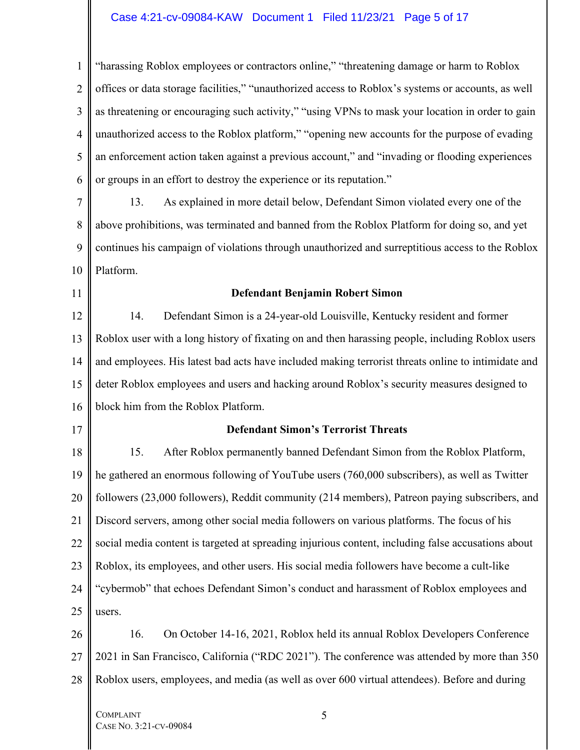"harassing Roblox employees or contractors online," "threatening damage or harm to Roblox offices or data storage facilities," "unauthorized access to Roblox's systems or accounts, as well as threatening or encouraging such activity," "using VPNs to mask your location in order to gain unauthorized access to the Roblox platform," "opening new accounts for the purpose of evading an enforcement action taken against a previous account," and "invading or flooding experiences or groups in an effort to destroy the experience or its reputation."

13. As explained in more detail below, Defendant Simon violated every one of the above prohibitions, was terminated and banned from the Roblox Platform for doing so, and yet continues his campaign of violations through unauthorized and surreptitious access to the Roblox Platform.

**Defendant Benjamin Robert Simon**

14. Defendant Simon is a 24-year-old Louisville, Kentucky resident and former Roblox user with a long history of fixating on and then harassing people, including Roblox users and employees. His latest bad acts have included making terrorist threats online to intimidate and deter Roblox employees and users and hacking around Roblox's security measures designed to block him from the Roblox Platform.

**Defendant Simon's Terrorist Threats**

15. After Roblox permanently banned Defendant Simon from the Roblox Platform, he gathered an enormous following of YouTube users (760,000 subscribers), as well as Twitter followers (23,000 followers), Reddit community (214 members), Patreon paying subscribers, and Discord servers, among other social media followers on various platforms. The focus of his social media content is targeted at spreading injurious content, including false accusations about Roblox, its employees, and other users. His social media followers have become a cult-like "cybermob" that echoes Defendant Simon's conduct and harassment of Roblox employees and users.

16. On October 14-16, 2021, Roblox held its annual Roblox Developers Conference 2021 in San Francisco, California ("RDC 2021"). The conference was attended by more than 350 Roblox users, employees, and media (as well as over 600 virtual attendees). Before and during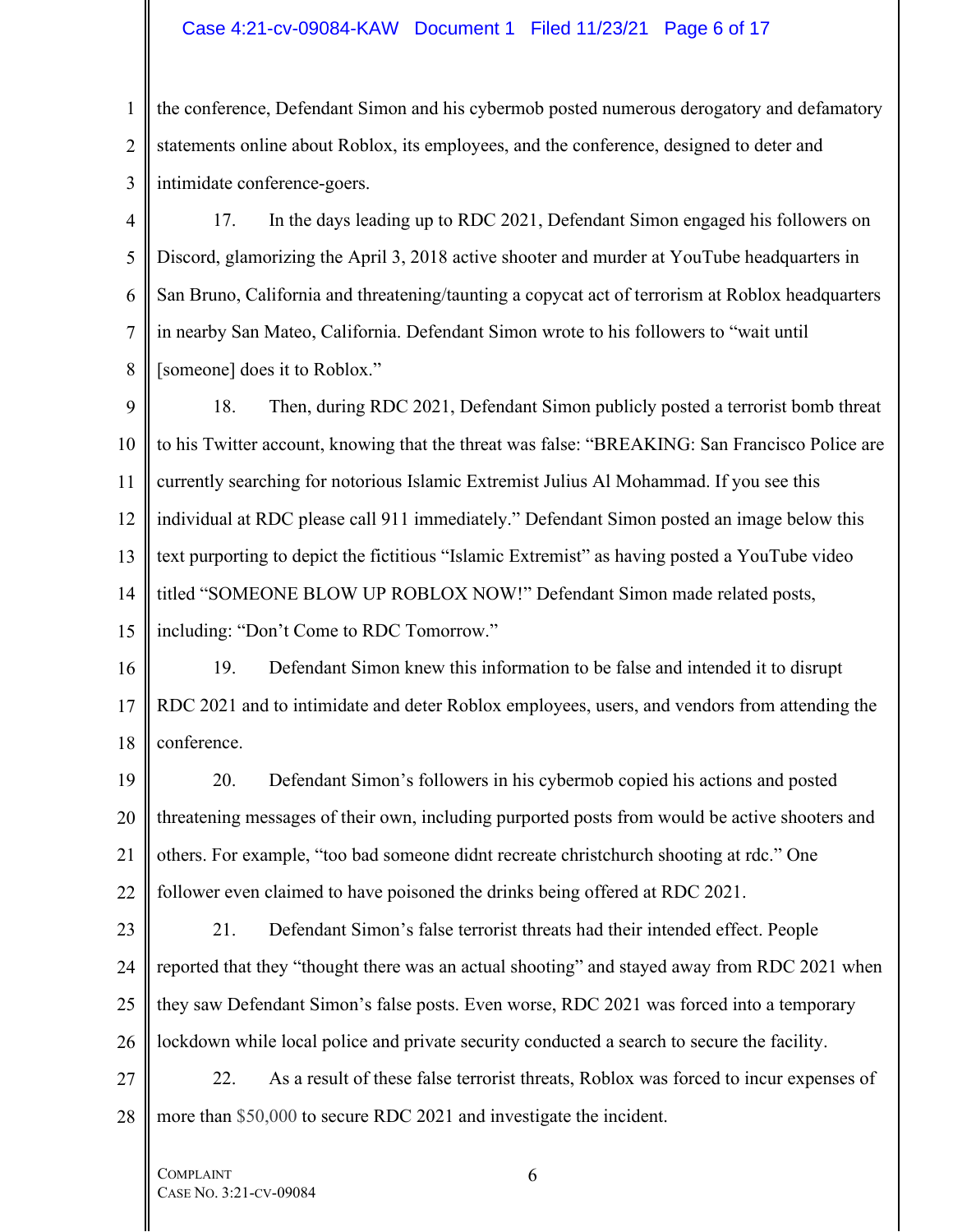the conference, Defendant Simon and his cybermob posted numerous derogatory and defamatory statements online about Roblox, its employees, and the conference, designed to deter and intimidate conference-goers.

17. In the days leading up to RDC 2021, Defendant Simon engaged his followers on Discord, glamorizing the April 3, 2018 active shooter and murder at YouTube headquarters in San Bruno, California and threatening/taunting a copycat act of terrorism at Roblox headquarters in nearby San Mateo, California. Defendant Simon wrote to his followers to "wait until [someone] does it to Roblox."

18. Then, during RDC 2021, Defendant Simon publicly posted a terrorist bomb threat to his Twitter account, knowing that the threat was false: "BREAKING: San Francisco Police are currently searching for notorious Islamic Extremist Julius Al Mohammad. If you see this individual at RDC please call 911 immediately." Defendant Simon posted an image below this text purporting to depict the fictitious "Islamic Extremist" as having posted a YouTube video titled "SOMEONE BLOW UP ROBLOX NOW!" Defendant Simon made related posts, including: "Don't Come to RDC Tomorrow."

19. Defendant Simon knew this information to be false and intended it to disrupt RDC 2021 and to intimidate and deter Roblox employees, users, and vendors from attending the conference.

20. Defendant Simon's followers in his cybermob copied his actions and posted threatening messages of their own, including purported posts from would be active shooters and others. For example, "too bad someone didnt recreate christchurch shooting at rdc." One follower even claimed to have poisoned the drinks being offered at RDC 2021.

21. Defendant Simon's false terrorist threats had their intended effect. People reported that they "thought there was an actual shooting" and stayed away from RDC 2021 when they saw Defendant Simon's false posts. Even worse, RDC 2021 was forced into a temporary lockdown while local police and private security conducted a search to secure the facility.

22. As a result of these false terrorist threats, Roblox was forced to incur expenses of more than $50,000 to secure RDC 2021 and investigate the incident.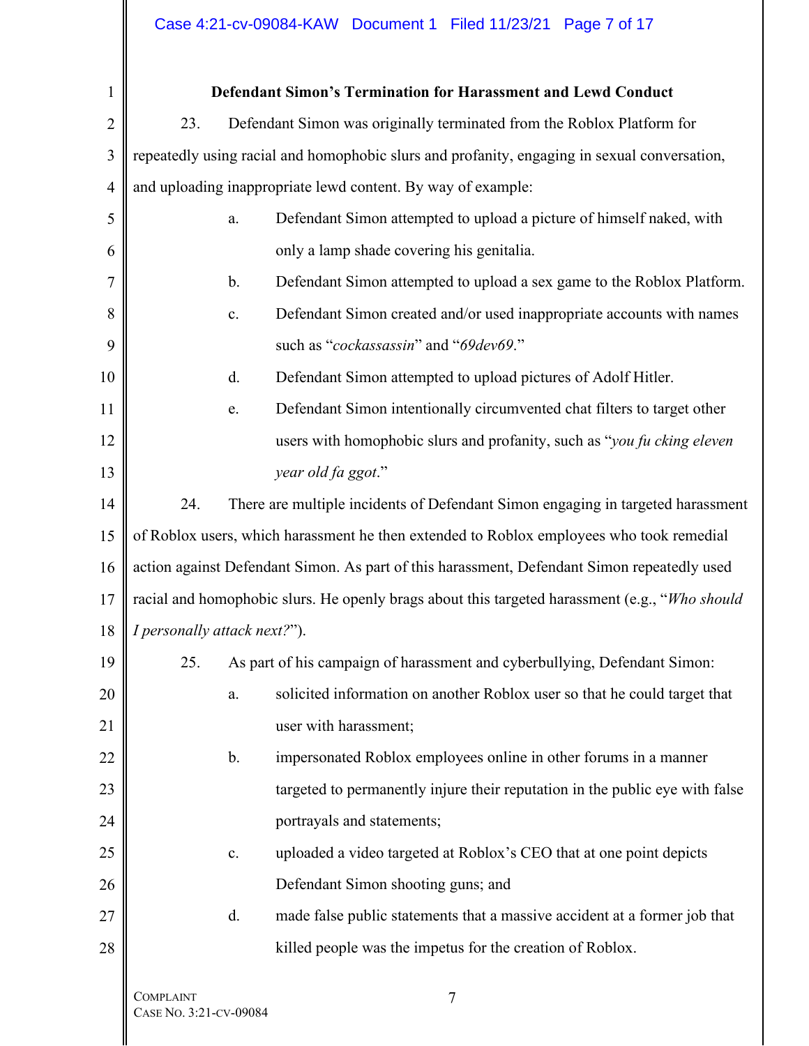**Defendant Simon's Termination for Harassment and Lewd Conduct**

23. Defendant Simon was originally terminated from the Roblox Platform for repeatedly using racial and homophobic slurs and profanity, engaging in sexual conversation, and uploading inappropriate lewd content. By way of example:

a. Defendant Simon attempted to upload a picture of himself naked, with only a lamp shade covering his genitalia.

b. Defendant Simon attempted to upload a sex game to the Roblox Platform.

c. Defendant Simon created and/or used inappropriate accounts with names such as "*cockassassin*" and "*69dev69*."

d. Defendant Simon attempted to upload pictures of Adolf Hitler.

e. Defendant Simon intentionally circumvented chat filters to target other users with homophobic slurs and profanity, such as "*you fu cking eleven year old fa ggot*."

24. There are multiple incidents of Defendant Simon engaging in targeted harassment of Roblox users, which harassment he then extended to Roblox employees who took remedial action against Defendant Simon. As part of this harassment, Defendant Simon repeatedly used racial and homophobic slurs. He openly brags about this targeted harassment (e.g., "*Who should I personally attack next?*").

25. As part of his campaign of harassment and cyberbullying, Defendant Simon:

a. solicited information on another Roblox user so that he could target that user with harassment;

b. impersonated Roblox employees online in other forums in a manner targeted to permanently injure their reputation in the public eye with false portrayals and statements;

c. uploaded a video targeted at Roblox's CEO that at one point depicts Defendant Simon shooting guns; and

d. made false public statements that a massive accident at a former job that killed people was the impetus for the creation of Roblox.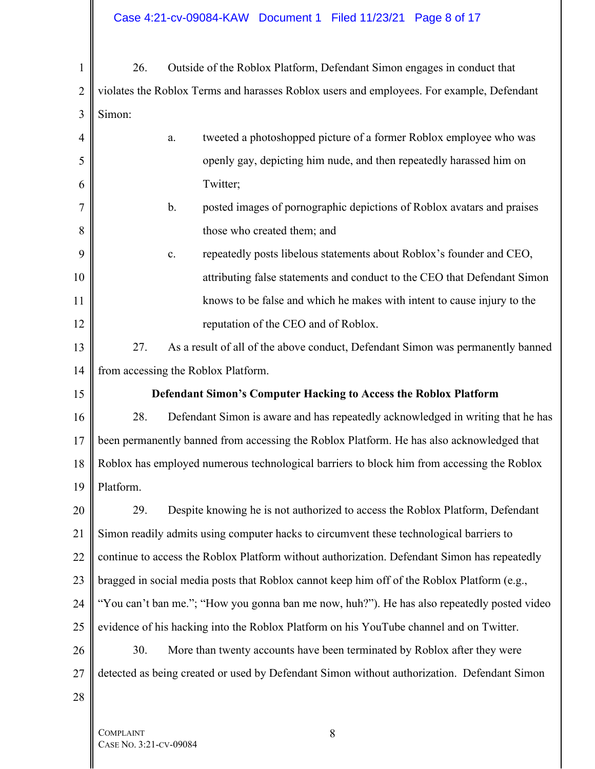26. Outside of the Roblox Platform, Defendant Simon engages in conduct that violates the Roblox Terms and harasses Roblox users and employees. For example, Defendant Simon:

a. tweeted a photoshopped picture of a former Roblox employee who was openly gay, depicting him nude, and then repeatedly harassed him on Twitter;

b. posted images of pornographic depictions of Roblox avatars and praises those who created them; and

c. repeatedly posts libelous statements about Roblox's founder and CEO, attributing false statements and conduct to the CEO that Defendant Simon knows to be false and which he makes with intent to cause injury to the reputation of the CEO and of Roblox.

27. As a result of all of the above conduct, Defendant Simon was permanently banned from accessing the Roblox Platform.

**Defendant Simon's Computer Hacking to Access the Roblox Platform**

28. Defendant Simon is aware and has repeatedly acknowledged in writing that he has been permanently banned from accessing the Roblox Platform. He has also acknowledged that Roblox has employed numerous technological barriers to block him from accessing the Roblox Platform.

29. Despite knowing he is not authorized to access the Roblox Platform, Defendant Simon readily admits using computer hacks to circumvent these technological barriers to continue to access the Roblox Platform without authorization. Defendant Simon has repeatedly bragged in social media posts that Roblox cannot keep him off of the Roblox Platform (e.g., "You can't ban me."; "How you gonna ban me now, huh?"). He has also repeatedly posted video evidence of his hacking into the Roblox Platform on his YouTube channel and on Twitter.

30. More than twenty accounts have been terminated by Roblox after they were detected as being created or used by Defendant Simon without authorization. Defendant Simon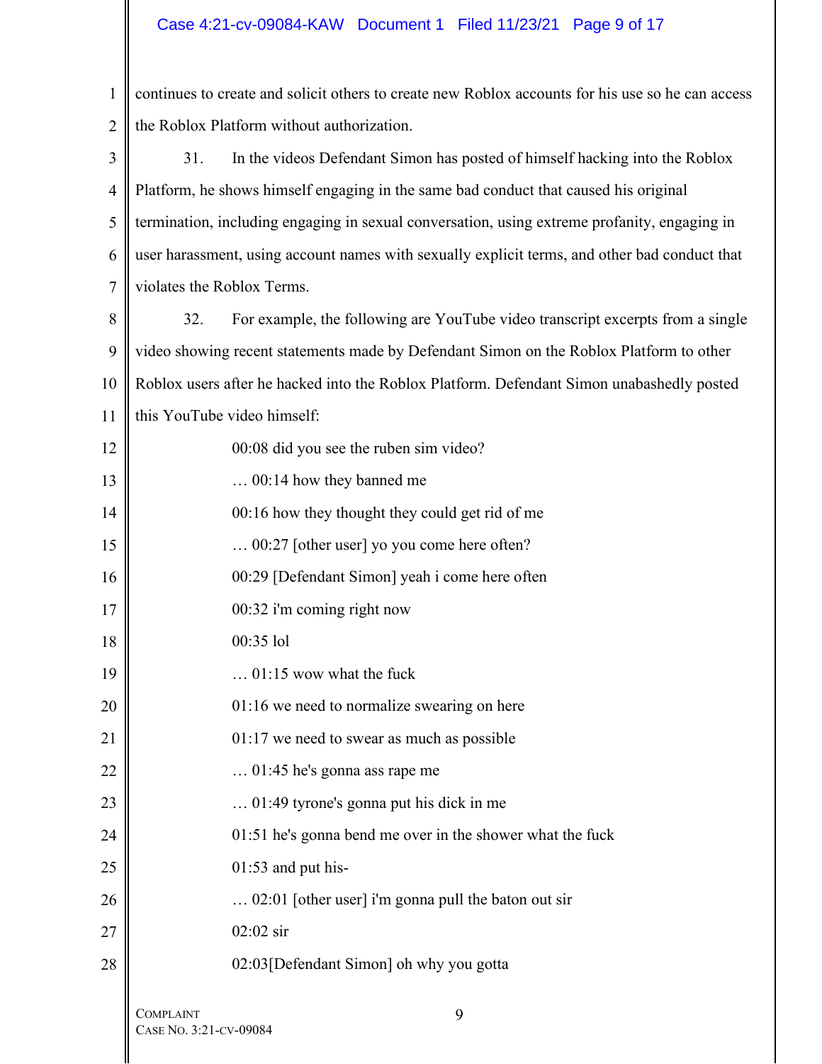continues to create and solicit others to create new Roblox accounts for his use so he can access the Roblox Platform without authorization.

31. In the videos Defendant Simon has posted of himself hacking into the Roblox Platform, he shows himself engaging in the same bad conduct that caused his original termination, including engaging in sexual conversation, using extreme profanity, engaging in user harassment, using account names with sexually explicit terms, and other bad conduct that violates the Roblox Terms.

32. For example, the following are YouTube video transcript excerpts from a single video showing recent statements made by Defendant Simon on the Roblox Platform to other Roblox users after he hacked into the Roblox Platform. Defendant Simon unabashedly posted this YouTube video himself:

> 00:08 did you see the ruben sim video?
>
> … 00:14 how they banned me
>
> 00:16 how they thought they could get rid of me
>
> … 00:27 [other user] yo you come here often?
>
> 00:29 [Defendant Simon] yeah i come here often
>
> 00:32 i'm coming right now
>
> 00:35 lol
>
> … 01:15 wow what the fuck
>
> 01:16 we need to normalize swearing on here
>
> 01:17 we need to swear as much as possible
>
> … 01:45 he's gonna ass rape me
>
> … 01:49 tyrone's gonna put his dick in me
>
> 01:51 he's gonna bend me over in the shower what the fuck
>
> 01:53 and put his-
>
> … 02:01 [other user] i'm gonna pull the baton out sir
>
> 02:02 sir
>
> 02:03[Defendant Simon] oh why you gotta

COMPLAINT
CASE NO. 3:21-CV-09084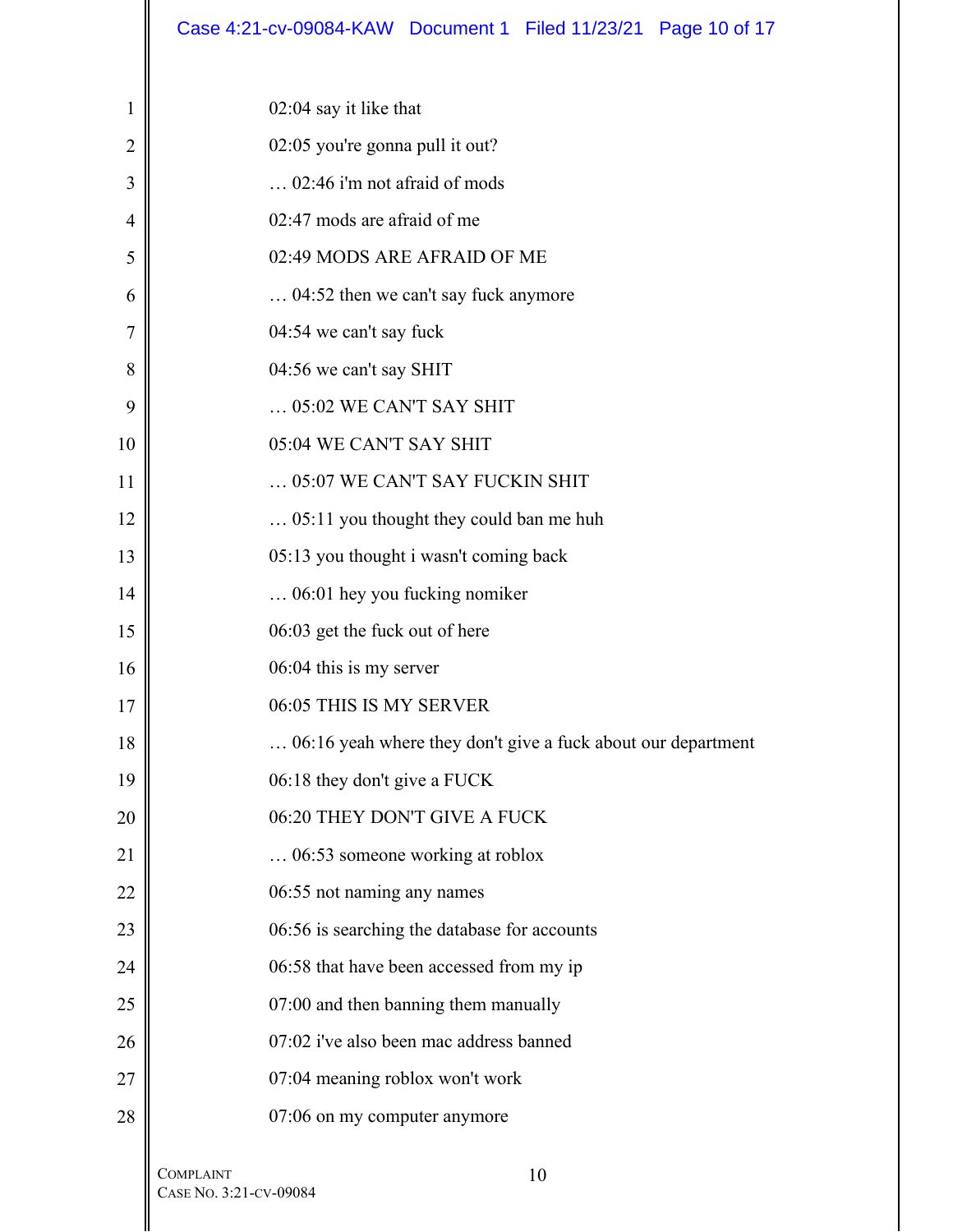02:04 say it like that

02:05 you're gonna pull it out?

… 02:46 i'm not afraid of mods

02:47 mods are afraid of me

02:49 MODS ARE AFRAID OF ME

… 04:52 then we can't say fuck anymore

04:54 we can't say fuck

04:56 we can't say SHIT

… 05:02 WE CAN'T SAY SHIT

05:04 WE CAN'T SAY SHIT

… 05:07 WE CAN'T SAY FUCKIN SHIT

… 05:11 you thought they could ban me huh

05:13 you thought i wasn't coming back

… 06:01 hey you fucking nomiker

06:03 get the fuck out of here

06:04 this is my server

06:05 THIS IS MY SERVER

… 06:16 yeah where they don't give a fuck about our department

06:18 they don't give a FUCK

06:20 THEY DON'T GIVE A FUCK

… 06:53 someone working at roblox

06:55 not naming any names

06:56 is searching the database for accounts

06:58 that have been accessed from my ip

07:00 and then banning them manually

07:02 i've also been mac address banned

07:04 meaning roblox won't work

07:06 on my computer anymore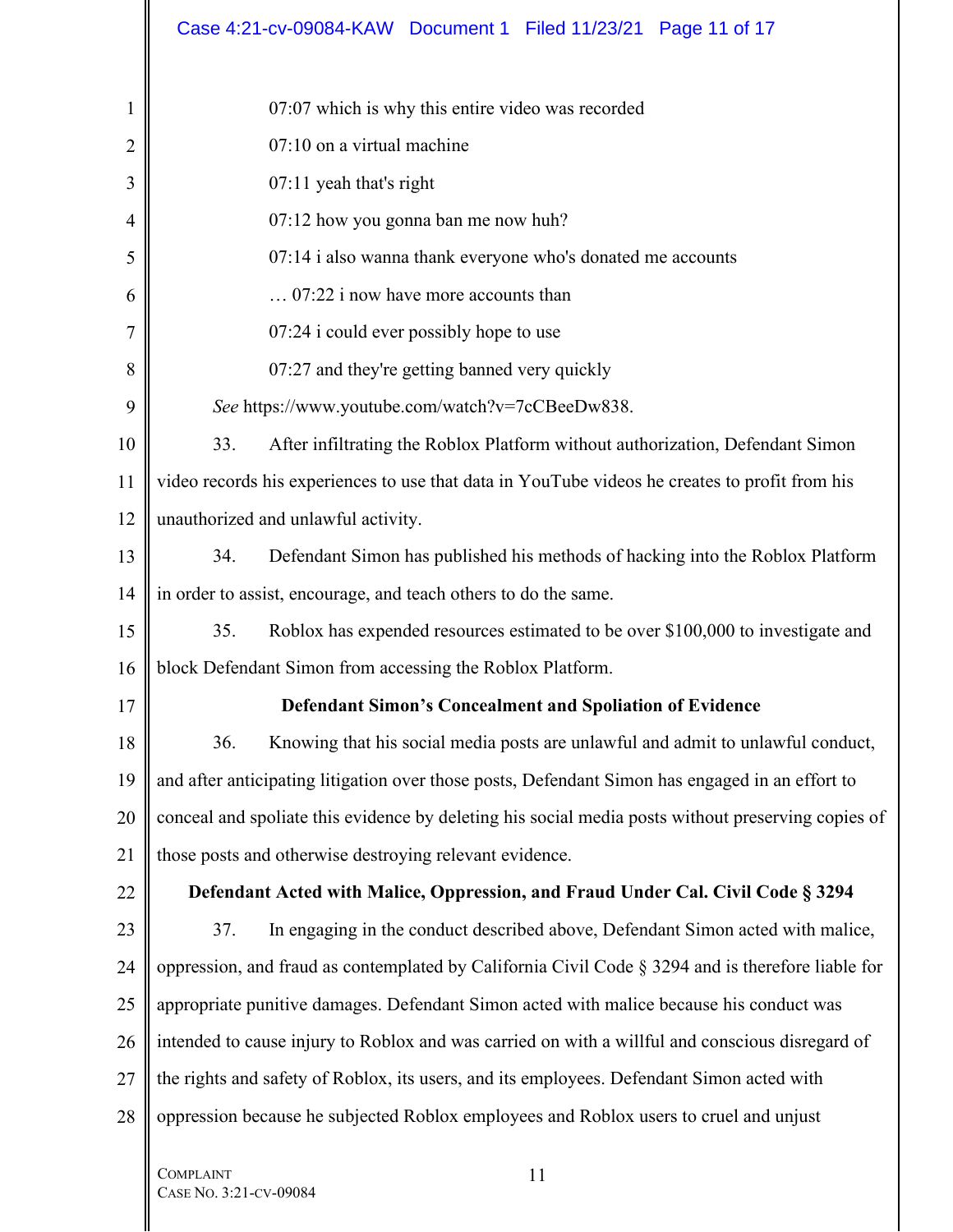07:07 which is why this entire video was recorded

07:10 on a virtual machine

07:11 yeah that's right

07:12 how you gonna ban me now huh?

07:14 i also wanna thank everyone who's donated me accounts

… 07:22 i now have more accounts than

07:24 i could ever possibly hope to use

07:27 and they're getting banned very quickly

*See* https://www.youtube.com/watch?v=7cCBeeDw838.

33. After infiltrating the Roblox Platform without authorization, Defendant Simon video records his experiences to use that data in YouTube videos he creates to profit from his unauthorized and unlawful activity.

34. Defendant Simon has published his methods of hacking into the Roblox Platform in order to assist, encourage, and teach others to do the same.

35. Roblox has expended resources estimated to be over $100,000 to investigate and block Defendant Simon from accessing the Roblox Platform.

**Defendant Simon's Concealment and Spoliation of Evidence**

36. Knowing that his social media posts are unlawful and admit to unlawful conduct, and after anticipating litigation over those posts, Defendant Simon has engaged in an effort to conceal and spoliate this evidence by deleting his social media posts without preserving copies of those posts and otherwise destroying relevant evidence.

**Defendant Acted with Malice, Oppression, and Fraud Under Cal. Civil Code § 3294**

37. In engaging in the conduct described above, Defendant Simon acted with malice, oppression, and fraud as contemplated by California Civil Code § 3294 and is therefore liable for appropriate punitive damages. Defendant Simon acted with malice because his conduct was intended to cause injury to Roblox and was carried on with a willful and conscious disregard of the rights and safety of Roblox, its users, and its employees. Defendant Simon acted with oppression because he subjected Roblox employees and Roblox users to cruel and unjust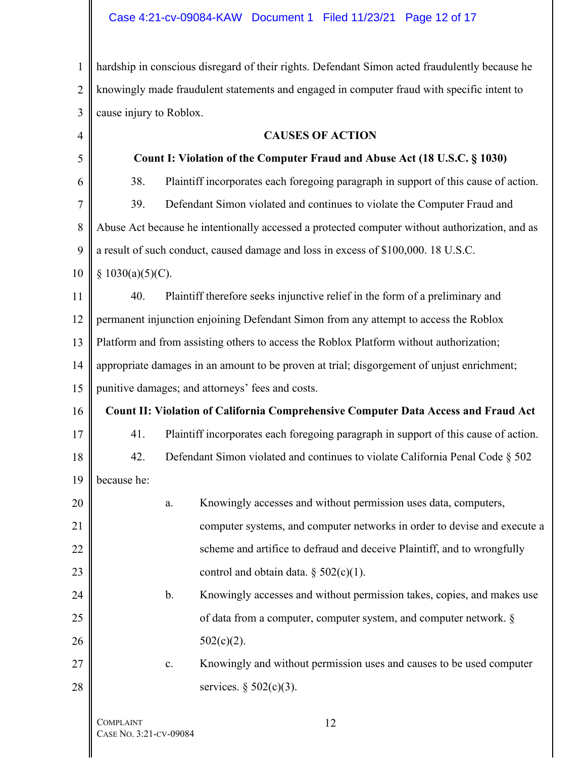hardship in conscious disregard of their rights. Defendant Simon acted fraudulently because he knowingly made fraudulent statements and engaged in computer fraud with specific intent to cause injury to Roblox.

## CAUSES OF ACTION

### Count I: Violation of the Computer Fraud and Abuse Act (18 U.S.C. § 1030)

38. Plaintiff incorporates each foregoing paragraph in support of this cause of action.

39. Defendant Simon violated and continues to violate the Computer Fraud and Abuse Act because he intentionally accessed a protected computer without authorization, and as a result of such conduct, caused damage and loss in excess of $100,000. 18 U.S.C. § 1030(a)(5)(C).

40. Plaintiff therefore seeks injunctive relief in the form of a preliminary and permanent injunction enjoining Defendant Simon from any attempt to access the Roblox Platform and from assisting others to access the Roblox Platform without authorization; appropriate damages in an amount to be proven at trial; disgorgement of unjust enrichment; punitive damages; and attorneys' fees and costs.

### Count II: Violation of California Comprehensive Computer Data Access and Fraud Act

41. Plaintiff incorporates each foregoing paragraph in support of this cause of action.

42. Defendant Simon violated and continues to violate California Penal Code § 502 because he:

a. Knowingly accesses and without permission uses data, computers, computer systems, and computer networks in order to devise and execute a scheme and artifice to defraud and deceive Plaintiff, and to wrongfully control and obtain data. § 502(c)(1).

b. Knowingly accesses and without permission takes, copies, and makes use of data from a computer, computer system, and computer network. § 502(c)(2).

c. Knowingly and without permission uses and causes to be used computer services. § 502(c)(3).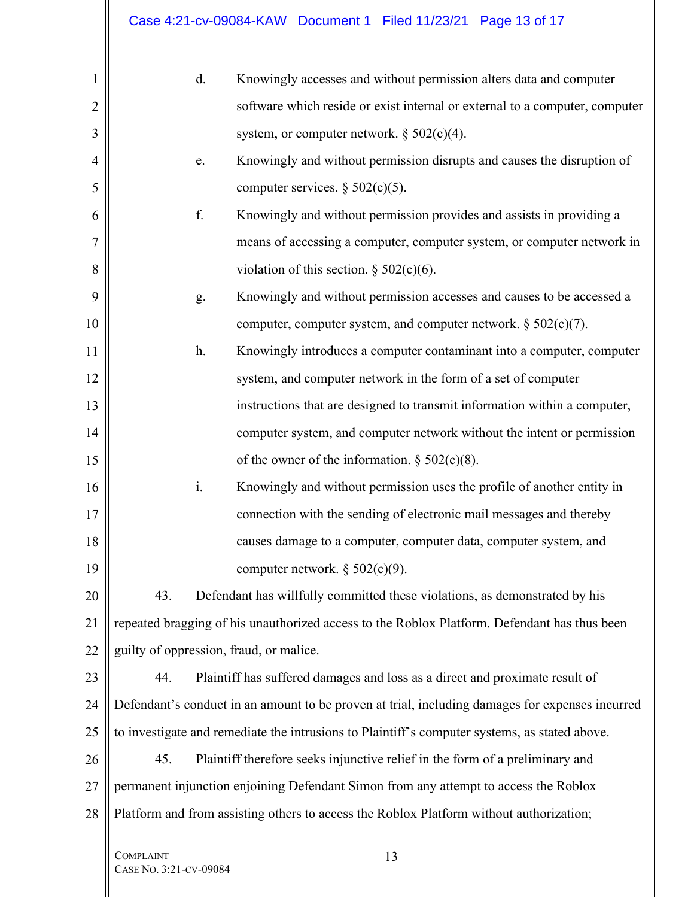d. Knowingly accesses and without permission alters data and computer software which reside or exist internal or external to a computer, computer system, or computer network. § 502(c)(4).

e. Knowingly and without permission disrupts and causes the disruption of computer services. § 502(c)(5).

f. Knowingly and without permission provides and assists in providing a means of accessing a computer, computer system, or computer network in violation of this section. § 502(c)(6).

g. Knowingly and without permission accesses and causes to be accessed a computer, computer system, and computer network. § 502(c)(7).

h. Knowingly introduces a computer contaminant into a computer, computer system, and computer network in the form of a set of computer instructions that are designed to transmit information within a computer, computer system, and computer network without the intent or permission of the owner of the information. § 502(c)(8).

i. Knowingly and without permission uses the profile of another entity in connection with the sending of electronic mail messages and thereby causes damage to a computer, computer data, computer system, and computer network. § 502(c)(9).

43. Defendant has willfully committed these violations, as demonstrated by his repeated bragging of his unauthorized access to the Roblox Platform. Defendant has thus been guilty of oppression, fraud, or malice.

44. Plaintiff has suffered damages and loss as a direct and proximate result of Defendant's conduct in an amount to be proven at trial, including damages for expenses incurred to investigate and remediate the intrusions to Plaintiff's computer systems, as stated above.

45. Plaintiff therefore seeks injunctive relief in the form of a preliminary and permanent injunction enjoining Defendant Simon from any attempt to access the Roblox Platform and from assisting others to access the Roblox Platform without authorization;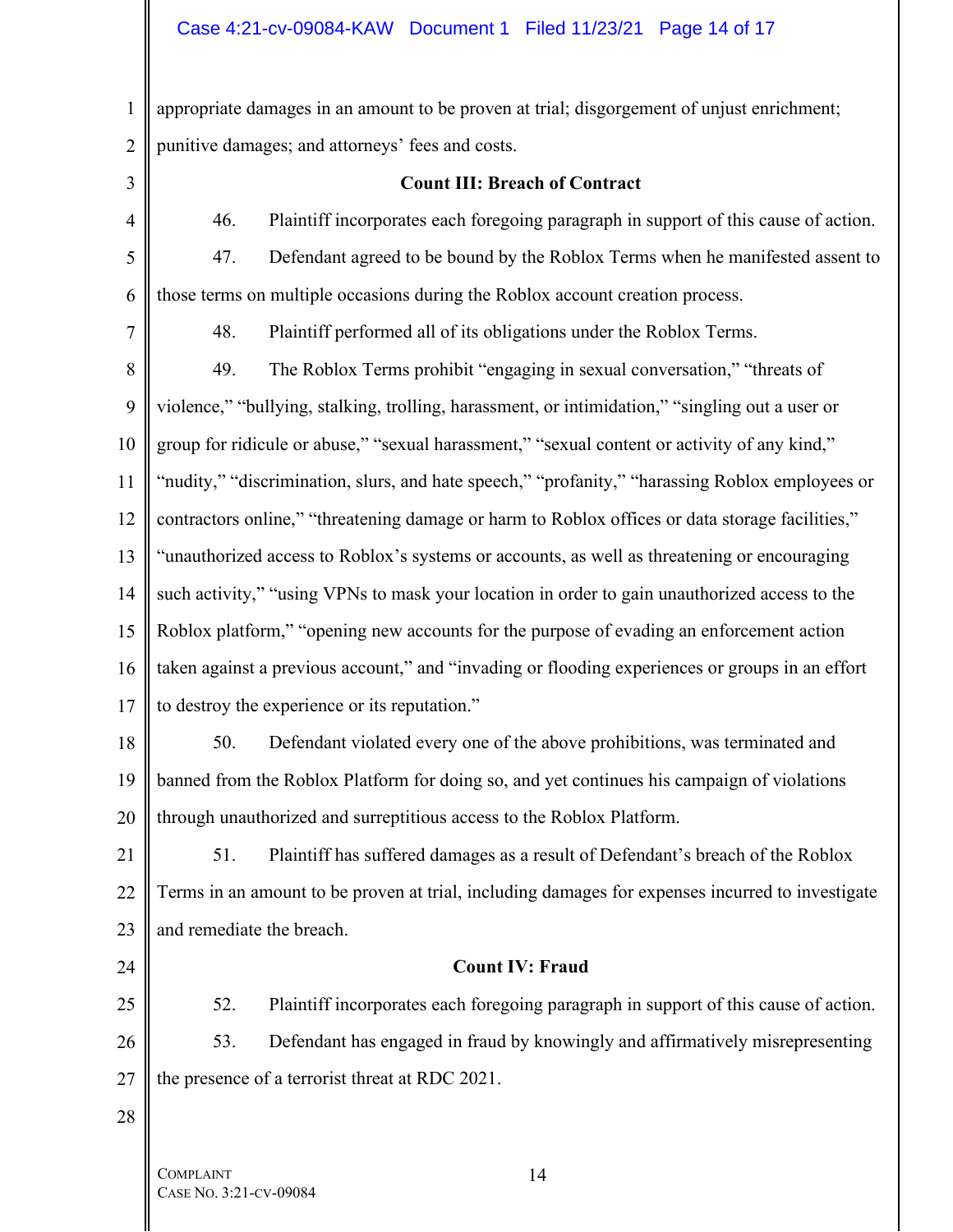appropriate damages in an amount to be proven at trial; disgorgement of unjust enrichment; punitive damages; and attorneys' fees and costs.

**Count III: Breach of Contract**

46. Plaintiff incorporates each foregoing paragraph in support of this cause of action.

47. Defendant agreed to be bound by the Roblox Terms when he manifested assent to those terms on multiple occasions during the Roblox account creation process.

48. Plaintiff performed all of its obligations under the Roblox Terms.

49. The Roblox Terms prohibit "engaging in sexual conversation," "threats of violence," "bullying, stalking, trolling, harassment, or intimidation," "singling out a user or group for ridicule or abuse," "sexual harassment," "sexual content or activity of any kind," "nudity," "discrimination, slurs, and hate speech," "profanity," "harassing Roblox employees or contractors online," "threatening damage or harm to Roblox offices or data storage facilities," "unauthorized access to Roblox's systems or accounts, as well as threatening or encouraging such activity," "using VPNs to mask your location in order to gain unauthorized access to the Roblox platform," "opening new accounts for the purpose of evading an enforcement action taken against a previous account," and "invading or flooding experiences or groups in an effort to destroy the experience or its reputation."

50. Defendant violated every one of the above prohibitions, was terminated and banned from the Roblox Platform for doing so, and yet continues his campaign of violations through unauthorized and surreptitious access to the Roblox Platform.

51. Plaintiff has suffered damages as a result of Defendant's breach of the Roblox Terms in an amount to be proven at trial, including damages for expenses incurred to investigate and remediate the breach.

**Count IV: Fraud**

52. Plaintiff incorporates each foregoing paragraph in support of this cause of action.

53. Defendant has engaged in fraud by knowingly and affirmatively misrepresenting the presence of a terrorist threat at RDC 2021.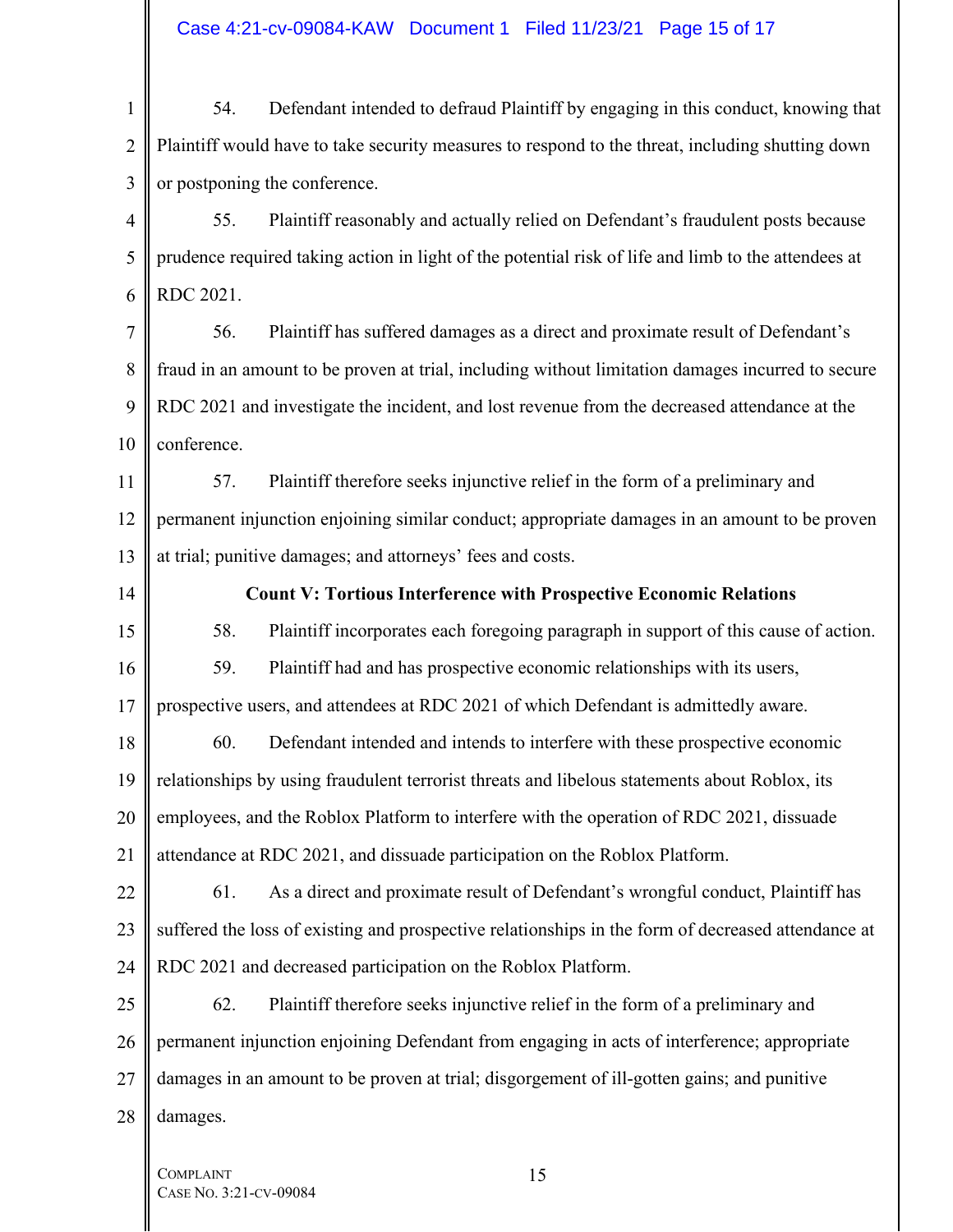54. Defendant intended to defraud Plaintiff by engaging in this conduct, knowing that Plaintiff would have to take security measures to respond to the threat, including shutting down or postponing the conference.

55. Plaintiff reasonably and actually relied on Defendant's fraudulent posts because prudence required taking action in light of the potential risk of life and limb to the attendees at RDC 2021.

56. Plaintiff has suffered damages as a direct and proximate result of Defendant's fraud in an amount to be proven at trial, including without limitation damages incurred to secure RDC 2021 and investigate the incident, and lost revenue from the decreased attendance at the conference.

57. Plaintiff therefore seeks injunctive relief in the form of a preliminary and permanent injunction enjoining similar conduct; appropriate damages in an amount to be proven at trial; punitive damages; and attorneys' fees and costs.

**Count V: Tortious Interference with Prospective Economic Relations**

58. Plaintiff incorporates each foregoing paragraph in support of this cause of action.

59. Plaintiff had and has prospective economic relationships with its users, prospective users, and attendees at RDC 2021 of which Defendant is admittedly aware.

60. Defendant intended and intends to interfere with these prospective economic relationships by using fraudulent terrorist threats and libelous statements about Roblox, its employees, and the Roblox Platform to interfere with the operation of RDC 2021, dissuade attendance at RDC 2021, and dissuade participation on the Roblox Platform.

61. As a direct and proximate result of Defendant's wrongful conduct, Plaintiff has suffered the loss of existing and prospective relationships in the form of decreased attendance at RDC 2021 and decreased participation on the Roblox Platform.

62. Plaintiff therefore seeks injunctive relief in the form of a preliminary and permanent injunction enjoining Defendant from engaging in acts of interference; appropriate damages in an amount to be proven at trial; disgorgement of ill-gotten gains; and punitive damages.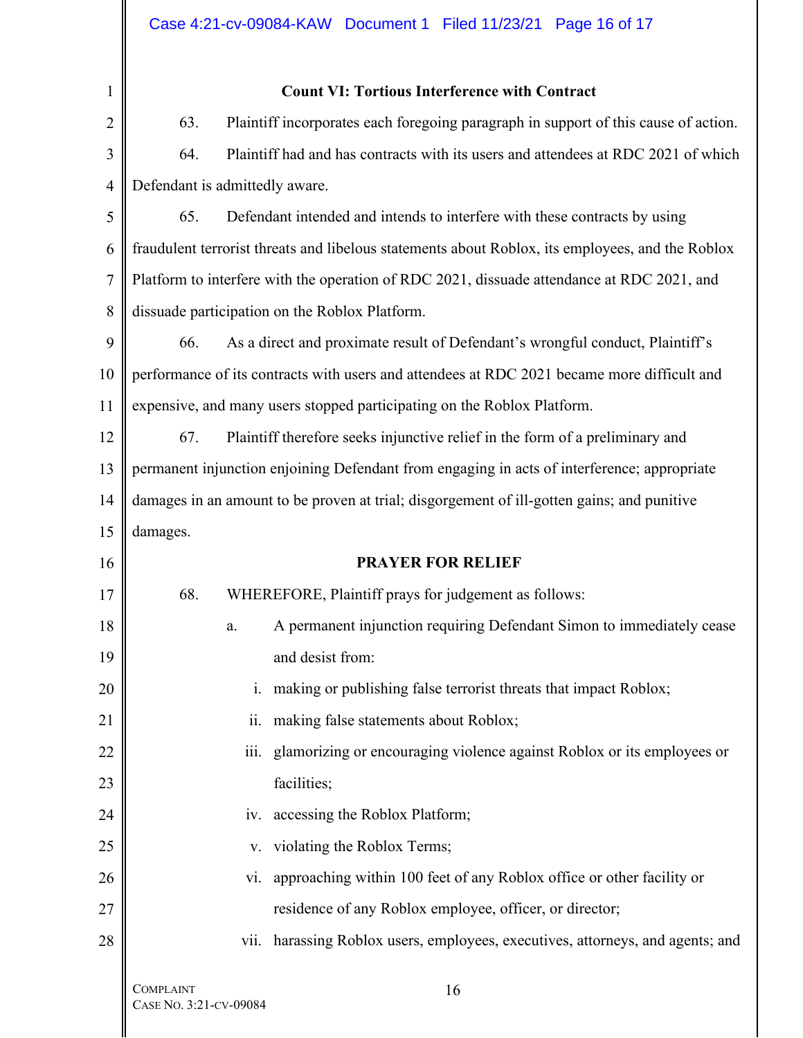**Count VI: Tortious Interference with Contract**

63. Plaintiff incorporates each foregoing paragraph in support of this cause of action.

64. Plaintiff had and has contracts with its users and attendees at RDC 2021 of which Defendant is admittedly aware.

65. Defendant intended and intends to interfere with these contracts by using fraudulent terrorist threats and libelous statements about Roblox, its employees, and the Roblox Platform to interfere with the operation of RDC 2021, dissuade attendance at RDC 2021, and dissuade participation on the Roblox Platform.

66. As a direct and proximate result of Defendant's wrongful conduct, Plaintiff's performance of its contracts with users and attendees at RDC 2021 became more difficult and expensive, and many users stopped participating on the Roblox Platform.

67. Plaintiff therefore seeks injunctive relief in the form of a preliminary and permanent injunction enjoining Defendant from engaging in acts of interference; appropriate damages in an amount to be proven at trial; disgorgement of ill-gotten gains; and punitive damages.

**PRAYER FOR RELIEF**

68. WHEREFORE, Plaintiff prays for judgement as follows:

a. A permanent injunction requiring Defendant Simon to immediately cease and desist from:

i. making or publishing false terrorist threats that impact Roblox;

ii. making false statements about Roblox;

iii. glamorizing or encouraging violence against Roblox or its employees or facilities;

iv. accessing the Roblox Platform;

v. violating the Roblox Terms;

vi. approaching within 100 feet of any Roblox office or other facility or residence of any Roblox employee, officer, or director;

vii. harassing Roblox users, employees, executives, attorneys, and agents; and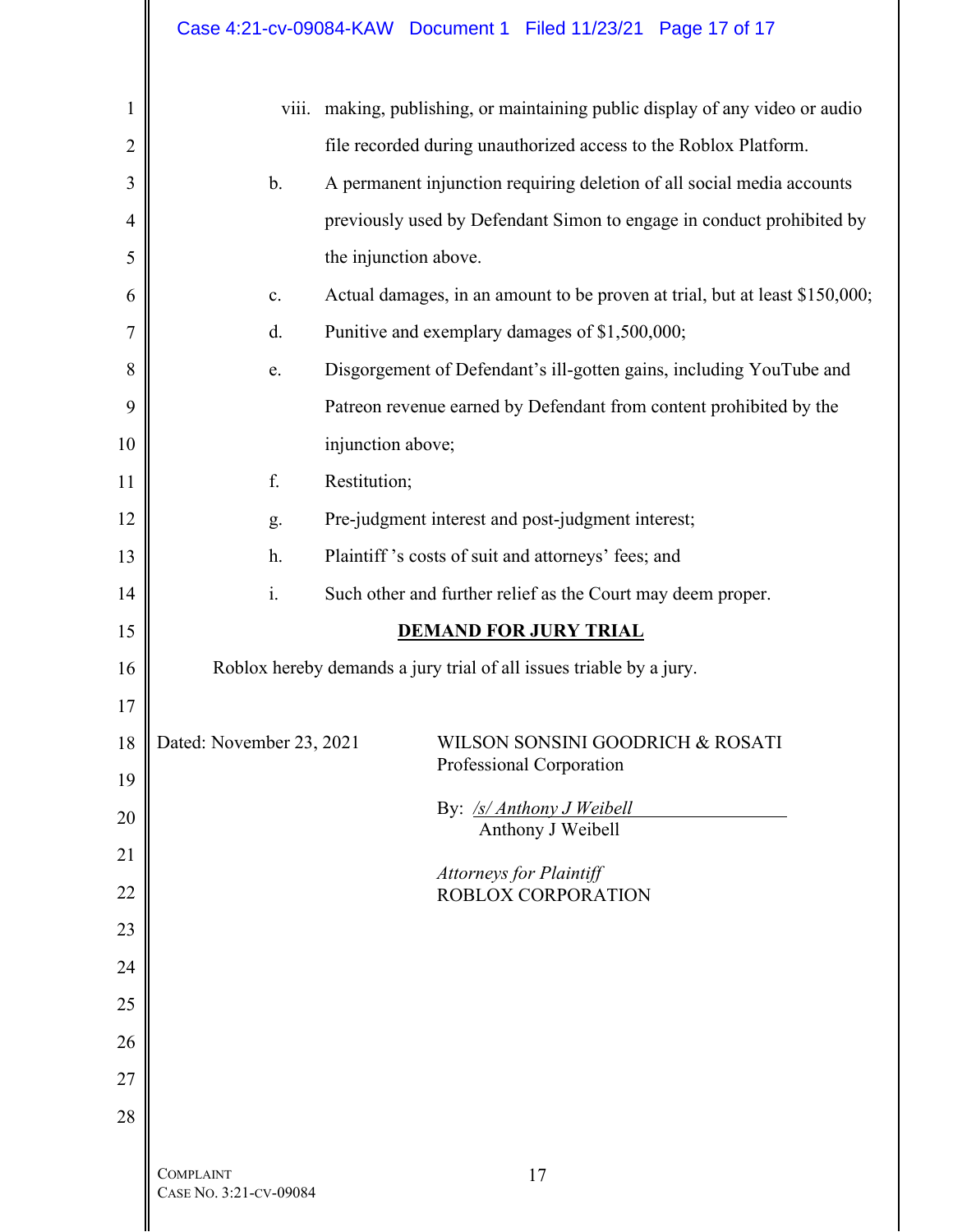viii. making, publishing, or maintaining public display of any video or audio file recorded during unauthorized access to the Roblox Platform.

b. A permanent injunction requiring deletion of all social media accounts previously used by Defendant Simon to engage in conduct prohibited by the injunction above.

c. Actual damages, in an amount to be proven at trial, but at least $150,000;

d. Punitive and exemplary damages of $1,500,000;

e. Disgorgement of Defendant's ill-gotten gains, including YouTube and Patreon revenue earned by Defendant from content prohibited by the injunction above;

f. Restitution;

g. Pre-judgment interest and post-judgment interest;

h. Plaintiff 's costs of suit and attorneys' fees; and

i. Such other and further relief as the Court may deem proper.

## DEMAND FOR JURY TRIAL

Roblox hereby demands a jury trial of all issues triable by a jury.

Dated: November 23, 2021

WILSON SONSINI GOODRICH & ROSATI
Professional Corporation

By: */s/ Anthony J Weibell*
Anthony J Weibell

*Attorneys for Plaintiff*
ROBLOX CORPORATION

COMPLAINT
CASE NO. 3:21-CV-09084